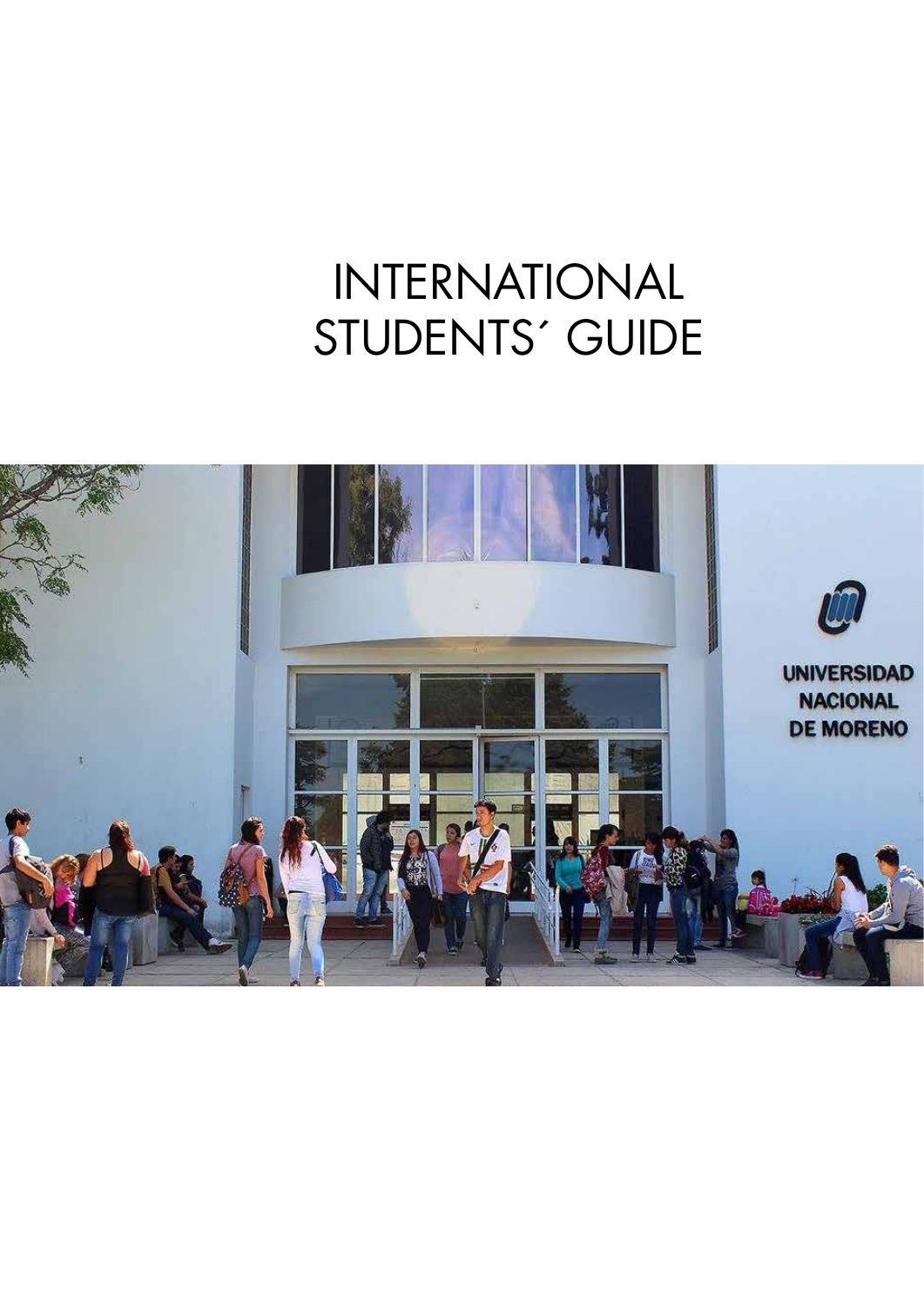# INTERNATIONAL STUDENTS´ GUIDE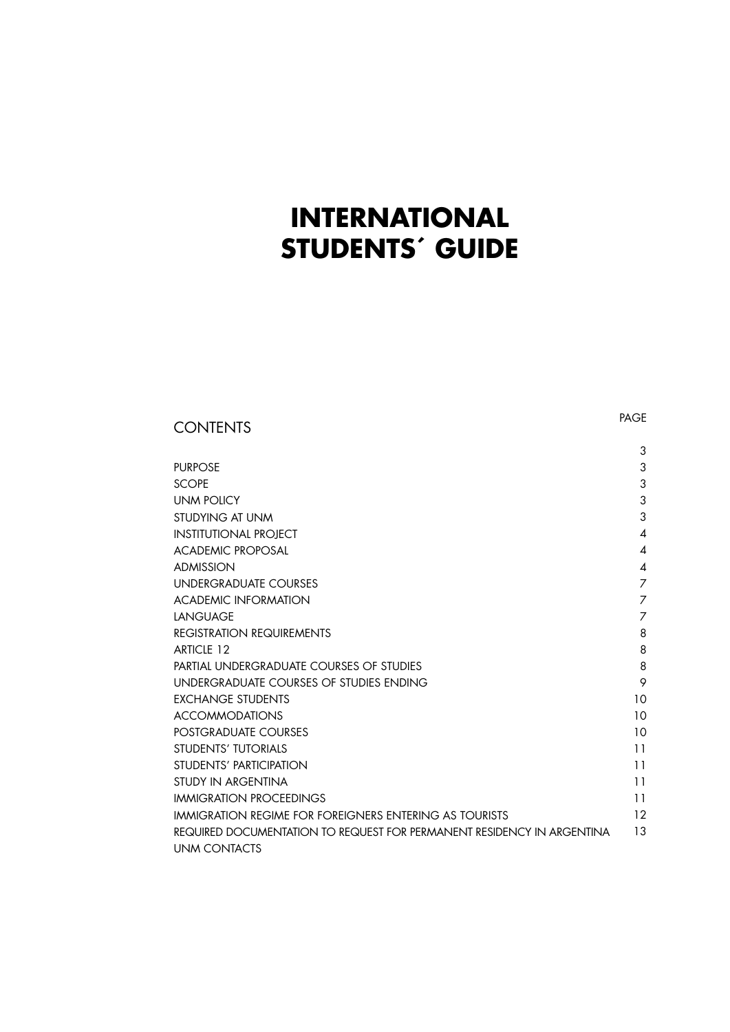# INTERNATIONAL STUDENTS´ GUIDE

## CONTENTS

| | PAGE |
|---|---|
| | 3 |
| PURPOSE | 3 |
| SCOPE | 3 |
| UNM POLICY | 3 |
| STUDYING AT UNM | 3 |
| INSTITUTIONAL PROJECT | 4 |
| ACADEMIC PROPOSAL | 4 |
| ADMISSION | 4 |
| UNDERGRADUATE COURSES | 7 |
| ACADEMIC INFORMATION | 7 |
| LANGUAGE | 7 |
| REGISTRATION REQUIREMENTS | 8 |
| ARTICLE 12 | 8 |
| PARTIAL UNDERGRADUATE COURSES OF STUDIES | 8 |
| UNDERGRADUATE COURSES OF STUDIES ENDING | 9 |
| EXCHANGE STUDENTS | 10 |
| ACCOMMODATIONS | 10 |
| POSTGRADUATE COURSES | 10 |
| STUDENTS' TUTORIALS | 11 |
| STUDENTS' PARTICIPATION | 11 |
| STUDY IN ARGENTINA | 11 |
| IMMIGRATION PROCEEDINGS | 11 |
| IMMIGRATION REGIME FOR FOREIGNERS ENTERING AS TOURISTS | 12 |
| REQUIRED DOCUMENTATION TO REQUEST FOR PERMANENT RESIDENCY IN ARGENTINA | 13 |
| UNM CONTACTS | |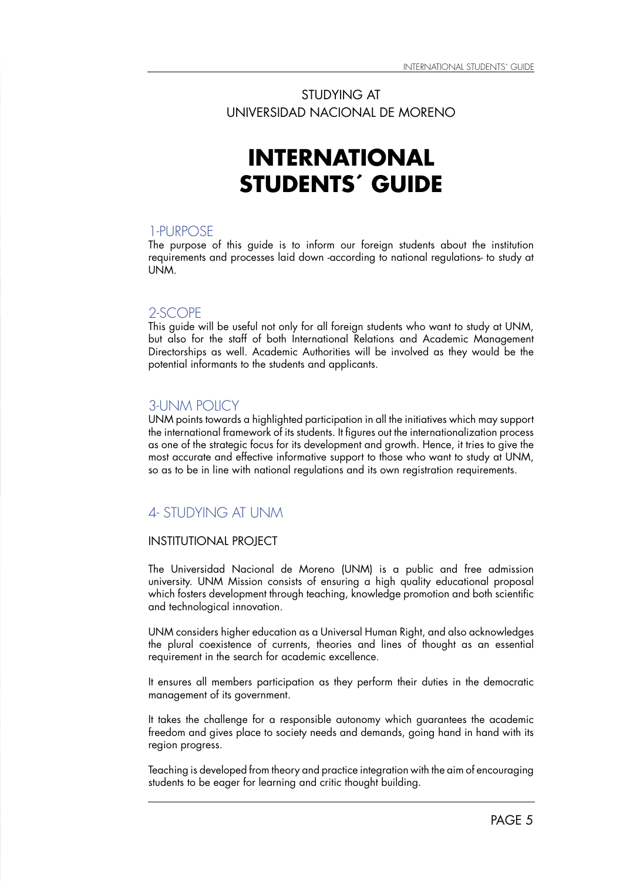STUDYING AT
UNIVERSIDAD NACIONAL DE MORENO

# INTERNATIONAL STUDENTS´ GUIDE

## 1-PURPOSE

The purpose of this guide is to inform our foreign students about the institution requirements and processes laid down -according to national regulations- to study at UNM.

## 2-SCOPE

This guide will be useful not only for all foreign students who want to study at UNM, but also for the staff of both International Relations and Academic Management Directorships as well. Academic Authorities will be involved as they would be the potential informants to the students and applicants.

## 3-UNM POLICY

UNM points towards a highlighted participation in all the initiatives which may support the international framework of its students. It figures out the internationalization process as one of the strategic focus for its development and growth. Hence, it tries to give the most accurate and effective informative support to those who want to study at UNM, so as to be in line with national regulations and its own registration requirements.

## 4- STUDYING AT UNM

### INSTITUTIONAL PROJECT

The Universidad Nacional de Moreno (UNM) is a public and free admission university. UNM Mission consists of ensuring a high quality educational proposal which fosters development through teaching, knowledge promotion and both scientific and technological innovation.

UNM considers higher education as a Universal Human Right, and also acknowledges the plural coexistence of currents, theories and lines of thought as an essential requirement in the search for academic excellence.

It ensures all members participation as they perform their duties in the democratic management of its government.

It takes the challenge for a responsible autonomy which guarantees the academic freedom and gives place to society needs and demands, going hand in hand with its region progress.

Teaching is developed from theory and practice integration with the aim of encouraging students to be eager for learning and critic thought building.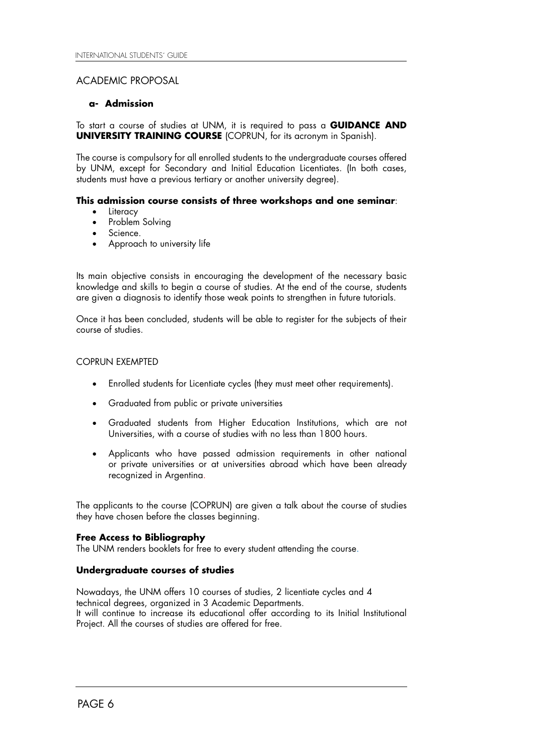## ACADEMIC PROPOSAL

### a- Admission

To start a course of studies at UNM, it is required to pass a **GUIDANCE AND UNIVERSITY TRAINING COURSE** (COPRUN, for its acronym in Spanish).

The course is compulsory for all enrolled students to the undergraduate courses offered by UNM, except for Secondary and Initial Education Licentiates. (In both cases, students must have a previous tertiary or another university degree).

**This admission course consists of three workshops and one seminar**:

- Literacy
- Problem Solving
- Science.
- Approach to university life

Its main objective consists in encouraging the development of the necessary basic knowledge and skills to begin a course of studies. At the end of the course, students are given a diagnosis to identify those weak points to strengthen in future tutorials.

Once it has been concluded, students will be able to register for the subjects of their course of studies.

COPRUN EXEMPTED

- Enrolled students for Licentiate cycles (they must meet other requirements).
- Graduated from public or private universities
- Graduated students from Higher Education Institutions, which are not Universities, with a course of studies with no less than 1800 hours.
- Applicants who have passed admission requirements in other national or private universities or at universities abroad which have been already recognized in Argentina.

The applicants to the course (COPRUN) are given a talk about the course of studies they have chosen before the classes beginning.

**Free Access to Bibliography**
The UNM renders booklets for free to every student attending the course.

**Undergraduate courses of studies**

Nowadays, the UNM offers 10 courses of studies, 2 licentiate cycles and 4 technical degrees, organized in 3 Academic Departments.
It will continue to increase its educational offer according to its Initial Institutional Project. All the courses of studies are offered for free.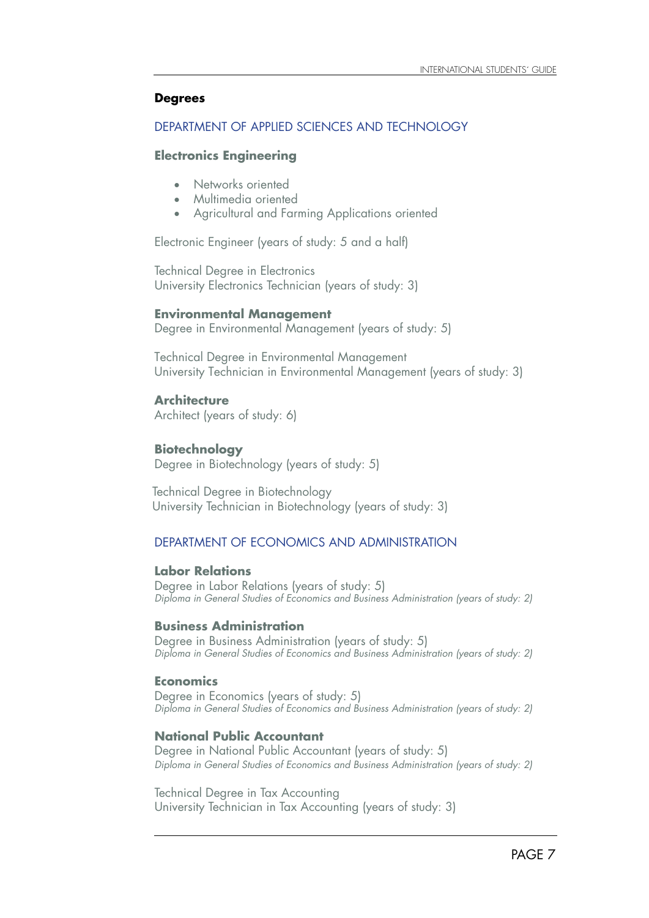## Degrees

### DEPARTMENT OF APPLIED SCIENCES AND TECHNOLOGY

#### Electronics Engineering

- Networks oriented
- Multimedia oriented
- Agricultural and Farming Applications oriented

Electronic Engineer (years of study: 5 and a half)

Technical Degree in Electronics
University Electronics Technician (years of study: 3)

#### Environmental Management

Degree in Environmental Management (years of study: 5)

Technical Degree in Environmental Management
University Technician in Environmental Management (years of study: 3)

#### Architecture

Architect (years of study: 6)

#### Biotechnology

Degree in Biotechnology (years of study: 5)

Technical Degree in Biotechnology
University Technician in Biotechnology (years of study: 3)

### DEPARTMENT OF ECONOMICS AND ADMINISTRATION

#### Labor Relations

Degree in Labor Relations (years of study: 5)
*Diploma in General Studies of Economics and Business Administration (years of study: 2)*

#### Business Administration

Degree in Business Administration (years of study: 5)
*Diploma in General Studies of Economics and Business Administration (years of study: 2)*

#### Economics

Degree in Economics (years of study: 5)
*Diploma in General Studies of Economics and Business Administration (years of study: 2)*

#### National Public Accountant

Degree in National Public Accountant (years of study: 5)
*Diploma in General Studies of Economics and Business Administration (years of study: 2)*

Technical Degree in Tax Accounting
University Technician in Tax Accounting (years of study: 3)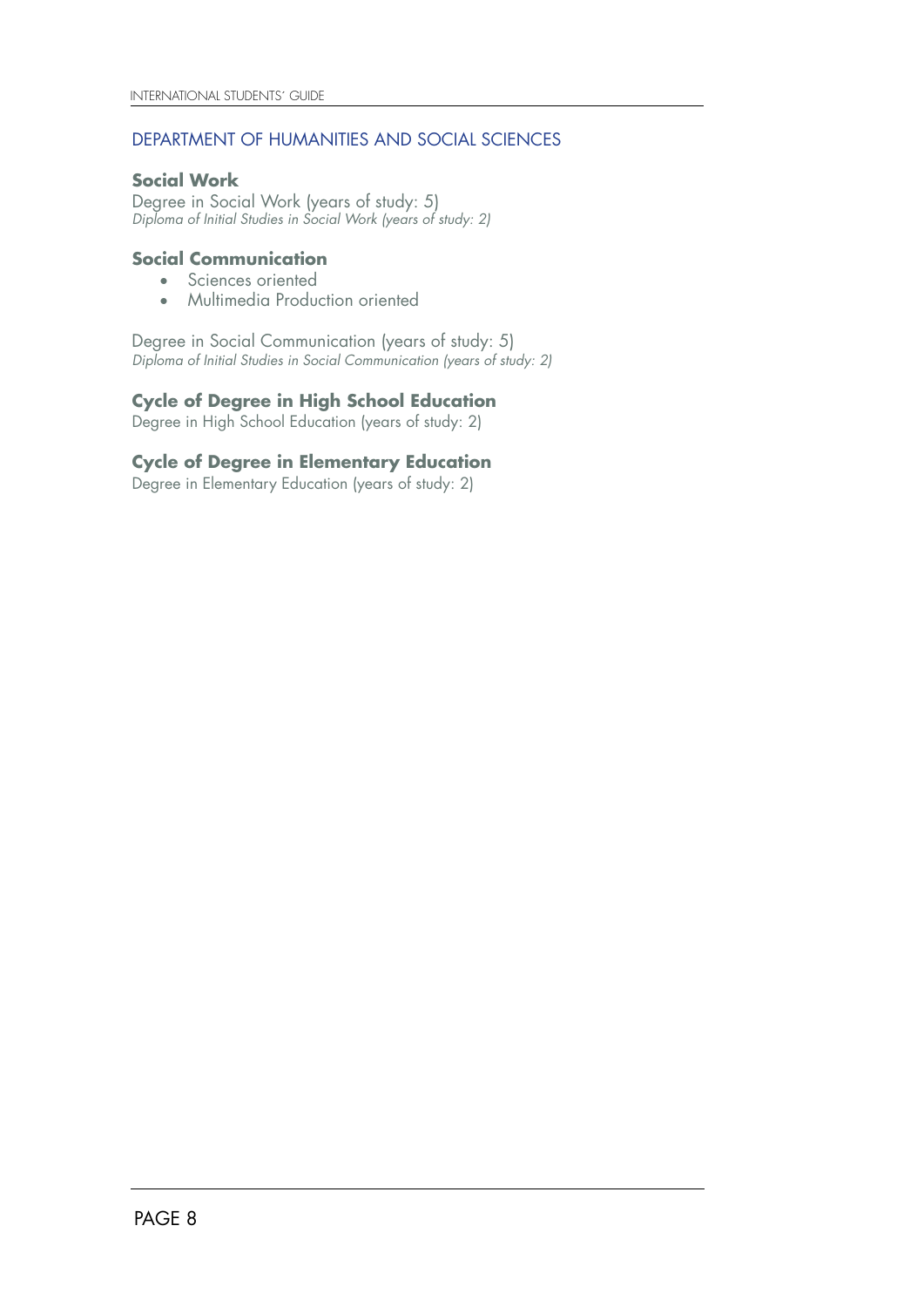## DEPARTMENT OF HUMANITIES AND SOCIAL SCIENCES

### Social Work

Degree in Social Work (years of study: 5)
*Diploma of Initial Studies in Social Work (years of study: 2)*

### Social Communication

- Sciences oriented
- Multimedia Production oriented

Degree in Social Communication (years of study: 5)
*Diploma of Initial Studies in Social Communication (years of study: 2)*

### Cycle of Degree in High School Education

Degree in High School Education (years of study: 2)

### Cycle of Degree in Elementary Education

Degree in Elementary Education (years of study: 2)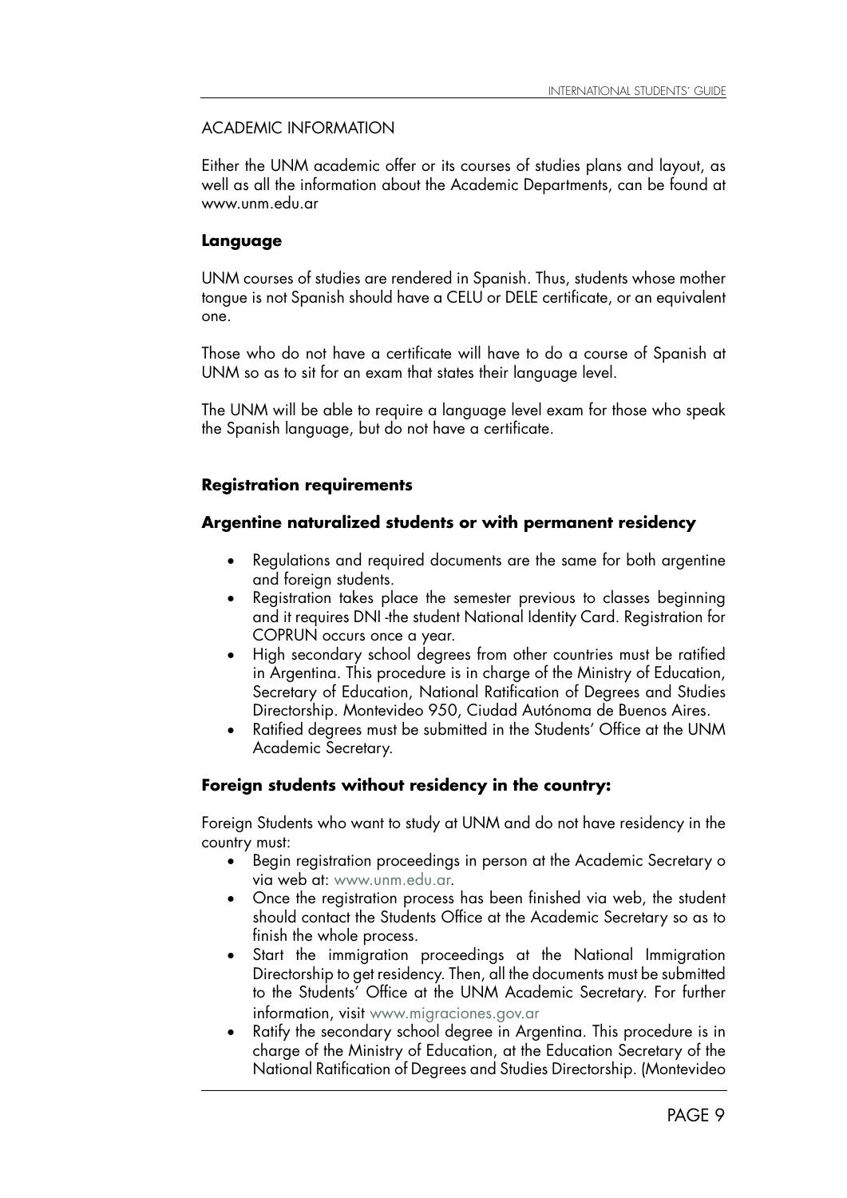## ACADEMIC INFORMATION

Either the UNM academic offer or its courses of studies plans and layout, as well as all the information about the Academic Departments, can be found at www.unm.edu.ar

### Language

UNM courses of studies are rendered in Spanish. Thus, students whose mother tongue is not Spanish should have a CELU or DELE certificate, or an equivalent one.

Those who do not have a certificate will have to do a course of Spanish at UNM so as to sit for an exam that states their language level.

The UNM will be able to require a language level exam for those who speak the Spanish language, but do not have a certificate.

### Registration requirements

#### Argentine naturalized students or with permanent residency

- Regulations and required documents are the same for both argentine and foreign students.
- Registration takes place the semester previous to classes beginning and it requires DNI -the student National Identity Card. Registration for COPRUN occurs once a year.
- High secondary school degrees from other countries must be ratified in Argentina. This procedure is in charge of the Ministry of Education, Secretary of Education, National Ratification of Degrees and Studies Directorship. Montevideo 950, Ciudad Autónoma de Buenos Aires.
- Ratified degrees must be submitted in the Students' Office at the UNM Academic Secretary.

#### Foreign students without residency in the country:

Foreign Students who want to study at UNM and do not have residency in the country must:

- Begin registration proceedings in person at the Academic Secretary o via web at: www.unm.edu.ar.
- Once the registration process has been finished via web, the student should contact the Students Office at the Academic Secretary so as to finish the whole process.
- Start the immigration proceedings at the National Immigration Directorship to get residency. Then, all the documents must be submitted to the Students' Office at the UNM Academic Secretary. For further information, visit www.migraciones.gov.ar
- Ratify the secondary school degree in Argentina. This procedure is in charge of the Ministry of Education, at the Education Secretary of the National Ratification of Degrees and Studies Directorship. (Montevideo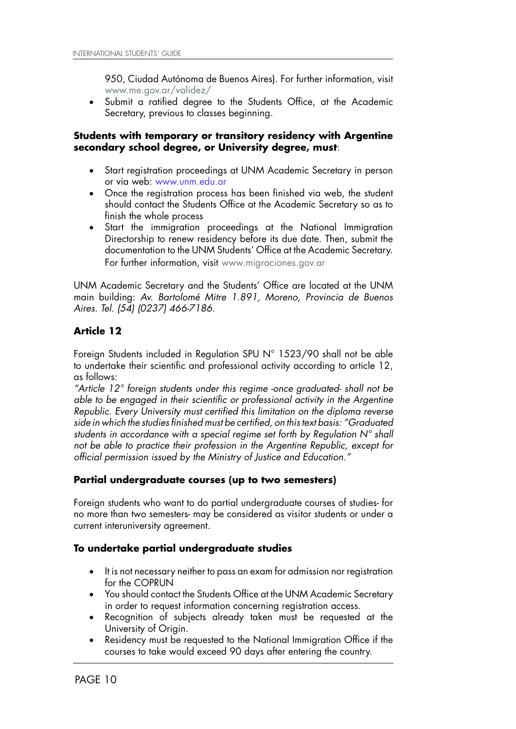950, Ciudad Autónoma de Buenos Aires). For further information, visit www.me.gov.ar/validez/

- Submit a ratified degree to the Students Office, at the Academic Secretary, previous to classes beginning.

**Students with temporary or transitory residency with Argentine secondary school degree, or University degree, must**:

- Start registration proceedings at UNM Academic Secretary in person or via web: www.unm.edu.ar
- Once the registration process has been finished via web, the student should contact the Students Office at the Academic Secretary so as to finish the whole process
- Start the immigration proceedings at the National Immigration Directorship to renew residency before its due date. Then, submit the documentation to the UNM Students' Office at the Academic Secretary. For further information, visit www.migraciones.gov.ar

UNM Academic Secretary and the Students' Office are located at the UNM main building: *Av. Bartolomé Mitre 1.891, Moreno, Provincia de Buenos Aires. Tel. (54) (0237) 466-7186.*

### Article 12

Foreign Students included in Regulation SPU N° 1523/90 shall not be able to undertake their scientific and professional activity according to article 12, as follows:

*"Article 12° foreign students under this regime -once graduated- shall not be able to be engaged in their scientific or professional activity in the Argentine Republic. Every University must certified this limitation on the diploma reverse side in which the studies finished must be certified, on this text basis: "Graduated students in accordance with a special regime set forth by Regulation N° shall not be able to practice their profession in the Argentine Republic, except for official permission issued by the Ministry of Justice and Education."*

### Partial undergraduate courses (up to two semesters)

Foreign students who want to do partial undergraduate courses of studies- for no more than two semesters- may be considered as visitor students or under a current interuniversity agreement.

### To undertake partial undergraduate studies

- It is not necessary neither to pass an exam for admission nor registration for the COPRUN
- You should contact the Students Office at the UNM Academic Secretary in order to request information concerning registration access.
- Recognition of subjects already taken must be requested at the University of Origin.
- Residency must be requested to the National Immigration Office if the courses to take would exceed 90 days after entering the country.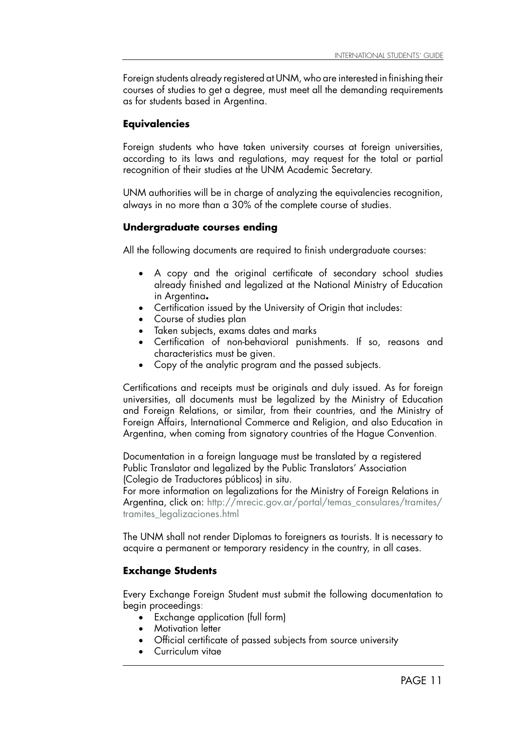Foreign students already registered at UNM, who are interested in finishing their courses of studies to get a degree, must meet all the demanding requirements as for students based in Argentina.

### Equivalencies

Foreign students who have taken university courses at foreign universities, according to its laws and regulations, may request for the total or partial recognition of their studies at the UNM Academic Secretary.

UNM authorities will be in charge of analyzing the equivalencies recognition, always in no more than a 30% of the complete course of studies.

### Undergraduate courses ending

All the following documents are required to finish undergraduate courses:

- A copy and the original certificate of secondary school studies already finished and legalized at the National Ministry of Education in Argentina**.**
- Certification issued by the University of Origin that includes:
- Course of studies plan
- Taken subjects, exams dates and marks
- Certification of non-behavioral punishments. If so, reasons and characteristics must be given.
- Copy of the analytic program and the passed subjects.

Certifications and receipts must be originals and duly issued. As for foreign universities, all documents must be legalized by the Ministry of Education and Foreign Relations, or similar, from their countries, and the Ministry of Foreign Affairs, International Commerce and Religion, and also Education in Argentina, when coming from signatory countries of the Hague Convention.

Documentation in a foreign language must be translated by a registered Public Translator and legalized by the Public Translators' Association (Colegio de Traductores públicos) in situ.
For more information on legalizations for the Ministry of Foreign Relations in Argentina, click on: http://mrecic.gov.ar/portal/temas_consulares/tramites/tramites_legalizaciones.html

The UNM shall not render Diplomas to foreigners as tourists. It is necessary to acquire a permanent or temporary residency in the country, in all cases.

### Exchange Students

Every Exchange Foreign Student must submit the following documentation to begin proceedings:

- Exchange application (full form)
- Motivation letter
- Official certificate of passed subjects from source university
- Curriculum vitae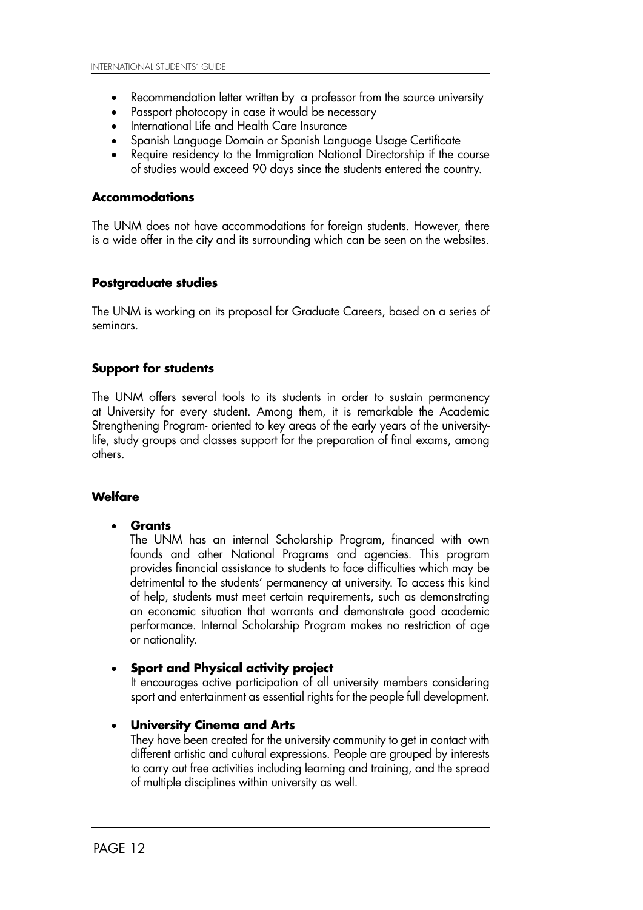- Recommendation letter written by  a professor from the source university
- Passport photocopy in case it would be necessary
- International Life and Health Care Insurance
- Spanish Language Domain or Spanish Language Usage Certificate
- Require residency to the Immigration National Directorship if the course of studies would exceed 90 days since the students entered the country.

### Accommodations

The UNM does not have accommodations for foreign students. However, there is a wide offer in the city and its surrounding which can be seen on the websites.

### Postgraduate studies

The UNM is working on its proposal for Graduate Careers, based on a series of seminars.

### Support for students

The UNM offers several tools to its students in order to sustain permanency at University for every student. Among them, it is remarkable the Academic Strengthening Program- oriented to key areas of the early years of the university-life, study groups and classes support for the preparation of final exams, among others.

### Welfare

- **Grants**
  The UNM has an internal Scholarship Program, financed with own founds and other National Programs and agencies. This program provides financial assistance to students to face difficulties which may be detrimental to the students' permanency at university. To access this kind of help, students must meet certain requirements, such as demonstrating an economic situation that warrants and demonstrate good academic performance. Internal Scholarship Program makes no restriction of age or nationality.

- **Sport and Physical activity project**
  It encourages active participation of all university members considering sport and entertainment as essential rights for the people full development.

- **University Cinema and Arts**
  They have been created for the university community to get in contact with different artistic and cultural expressions. People are grouped by interests to carry out free activities including learning and training, and the spread of multiple disciplines within university as well.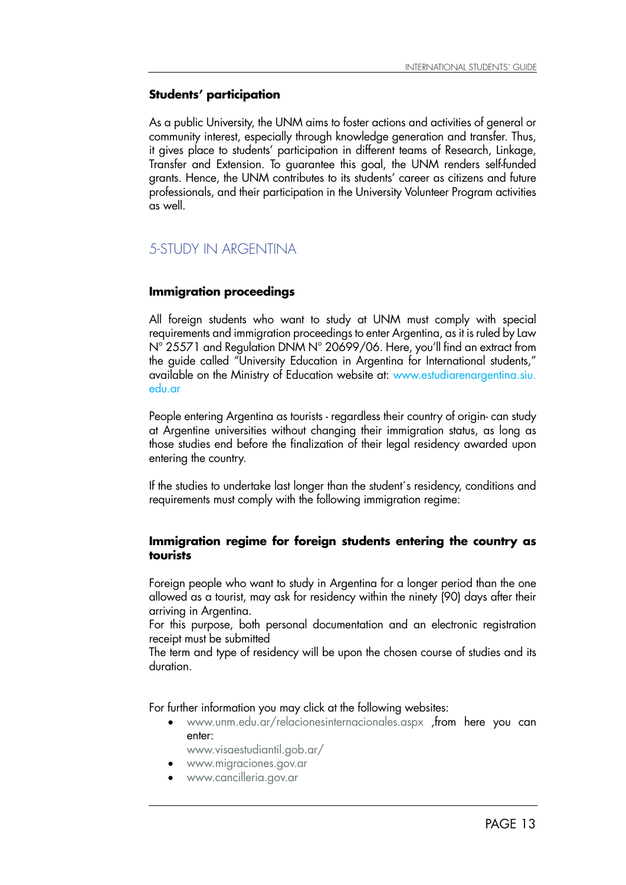### Students' participation

As a public University, the UNM aims to foster actions and activities of general or community interest, especially through knowledge generation and transfer. Thus, it gives place to students' participation in different teams of Research, Linkage, Transfer and Extension. To guarantee this goal, the UNM renders self-funded grants. Hence, the UNM contributes to its students' career as citizens and future professionals, and their participation in the University Volunteer Program activities as well.

## 5-STUDY IN ARGENTINA

### Immigration proceedings

All foreign students who want to study at UNM must comply with special requirements and immigration proceedings to enter Argentina, as it is ruled by Law N° 25571 and Regulation DNM N° 20699/06. Here, you'll find an extract from the guide called "University Education in Argentina for International students," available on the Ministry of Education website at: www.estudiarenargentina.siu.edu.ar

People entering Argentina as tourists - regardless their country of origin- can study at Argentine universities without changing their immigration status, as long as those studies end before the finalization of their legal residency awarded upon entering the country.

If the studies to undertake last longer than the student´s residency, conditions and requirements must comply with the following immigration regime:

### Immigration regime for foreign students entering the country as tourists

Foreign people who want to study in Argentina for a longer period than the one allowed as a tourist, may ask for residency within the ninety (90) days after their arriving in Argentina.
For this purpose, both personal documentation and an electronic registration receipt must be submitted
The term and type of residency will be upon the chosen course of studies and its duration.

For further information you may click at the following websites:

- www.unm.edu.ar/relacionesinternacionales.aspx ,from here you can enter:
  www.visaestudiantil.gob.ar/
- www.migraciones.gov.ar
- www.cancilleria.gov.ar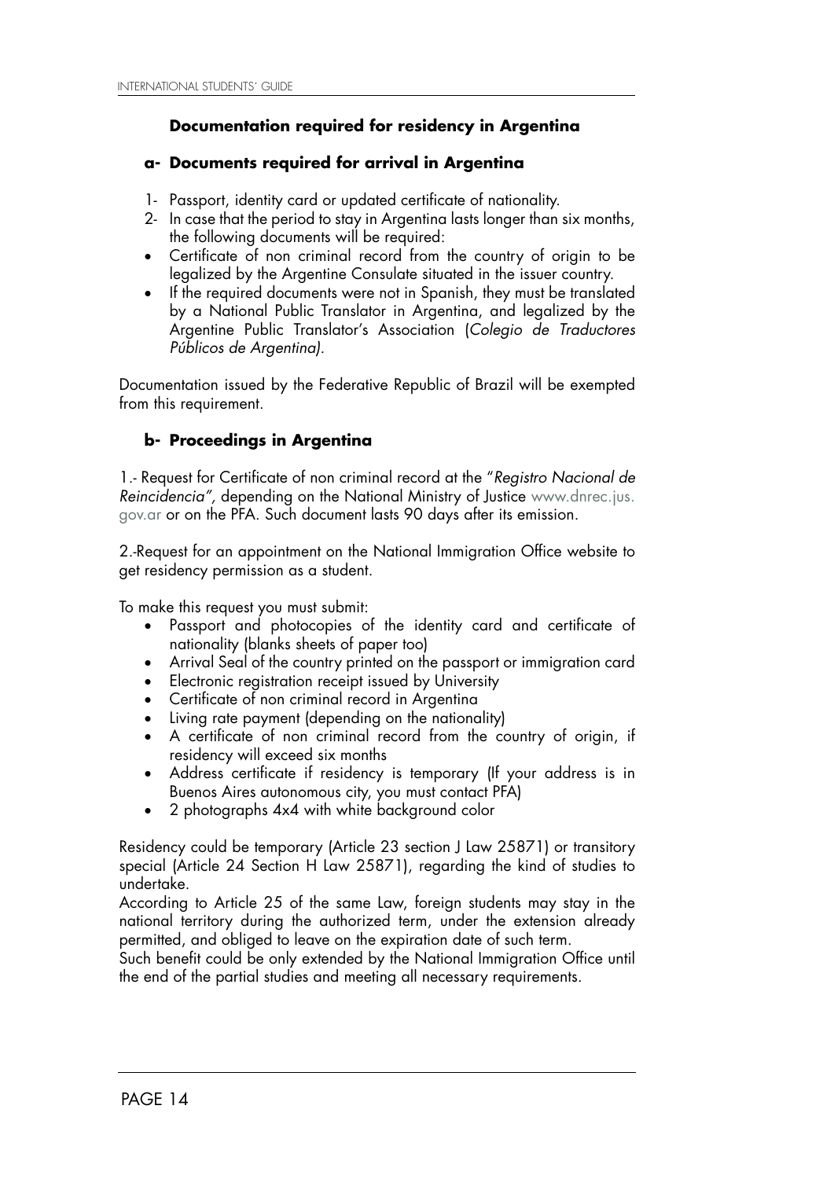## Documentation required for residency in Argentina

### a- Documents required for arrival in Argentina

1- Passport, identity card or updated certificate of nationality.

2- In case that the period to stay in Argentina lasts longer than six months, the following documents will be required:

- Certificate of non criminal record from the country of origin to be legalized by the Argentine Consulate situated in the issuer country.
- If the required documents were not in Spanish, they must be translated by a National Public Translator in Argentina, and legalized by the Argentine Public Translator's Association (*Colegio de Traductores Públicos de Argentina)*.

Documentation issued by the Federative Republic of Brazil will be exempted from this requirement.

### b- Proceedings in Argentina

1.- Request for Certificate of non criminal record at the "*Registro Nacional de Reincidencia",* depending on the National Ministry of Justice www.dnrec.jus.gov.ar or on the PFA. Such document lasts 90 days after its emission.

2.-Request for an appointment on the National Immigration Office website to get residency permission as a student.

To make this request you must submit:

- Passport and photocopies of the identity card and certificate of nationality (blanks sheets of paper too)
- Arrival Seal of the country printed on the passport or immigration card
- Electronic registration receipt issued by University
- Certificate of non criminal record in Argentina
- Living rate payment (depending on the nationality)
- A certificate of non criminal record from the country of origin, if residency will exceed six months
- Address certificate if residency is temporary (If your address is in Buenos Aires autonomous city, you must contact PFA)
- 2 photographs 4x4 with white background color

Residency could be temporary (Article 23 section J Law 25871) or transitory special (Article 24 Section H Law 25871), regarding the kind of studies to undertake.

According to Article 25 of the same Law, foreign students may stay in the national territory during the authorized term, under the extension already permitted, and obliged to leave on the expiration date of such term.

Such benefit could be only extended by the National Immigration Office until the end of the partial studies and meeting all necessary requirements.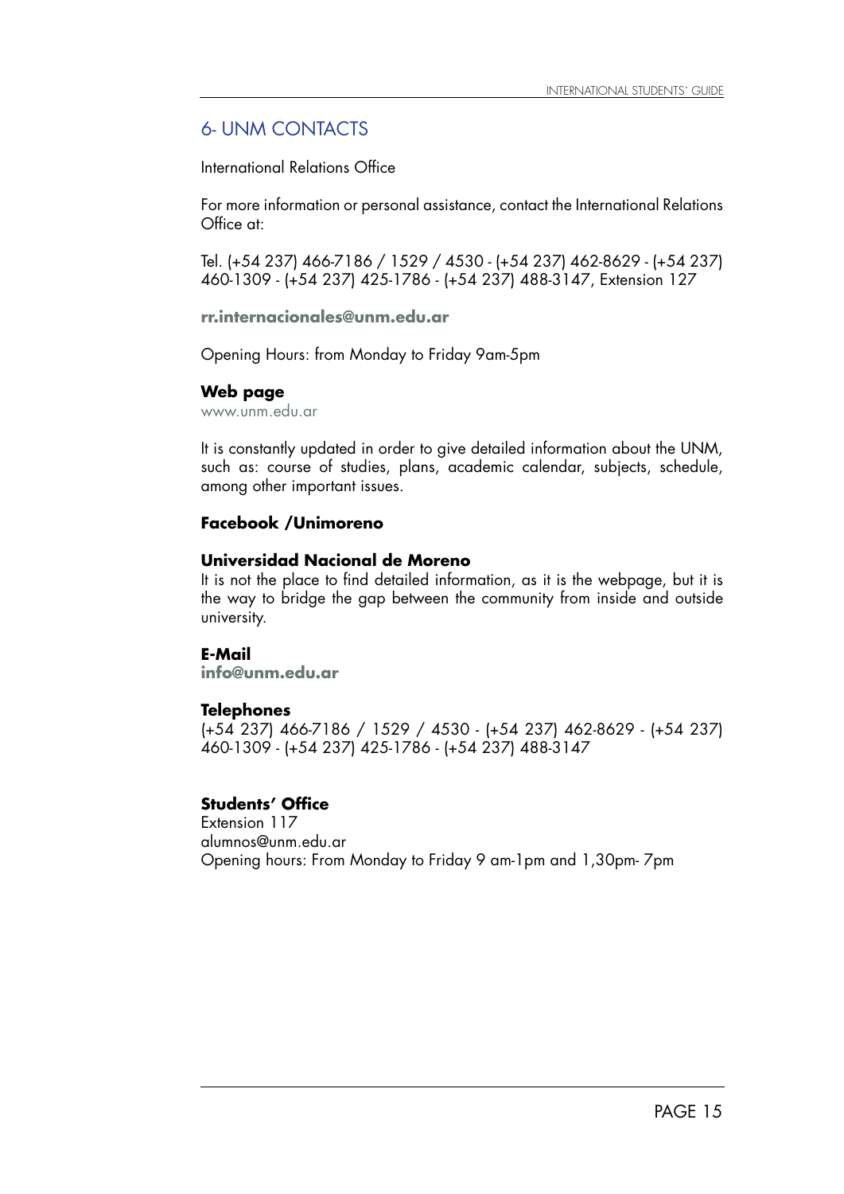## 6- UNM CONTACTS

International Relations Office

For more information or personal assistance, contact the International Relations Office at:

Tel. (+54 237) 466-7186 / 1529 / 4530 - (+54 237) 462-8629 - (+54 237) 460-1309 - (+54 237) 425-1786 - (+54 237) 488-3147, Extension 127

**rr.internacionales@unm.edu.ar**

Opening Hours: from Monday to Friday 9am-5pm

**Web page**
www.unm.edu.ar

It is constantly updated in order to give detailed information about the UNM, such as: course of studies, plans, academic calendar, subjects, schedule, among other important issues.

**Facebook /Unimoreno**

**Universidad Nacional de Moreno**
It is not the place to find detailed information, as it is the webpage, but it is the way to bridge the gap between the community from inside and outside university.

**E-Mail**
**info@unm.edu.ar**

**Telephones**
(+54 237) 466-7186 / 1529 / 4530 - (+54 237) 462-8629 - (+54 237) 460-1309 - (+54 237) 425-1786 - (+54 237) 488-3147

**Students' Office**
Extension 117
alumnos@unm.edu.ar
Opening hours: From Monday to Friday 9 am-1pm and 1,30pm- 7pm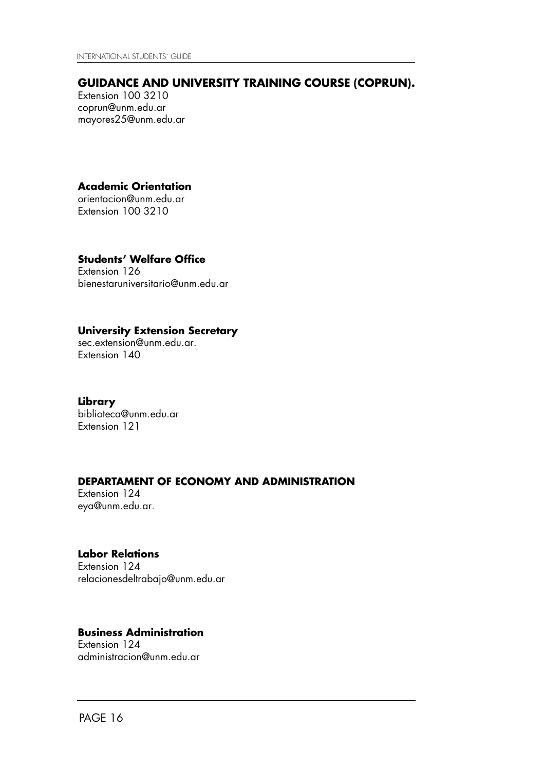## GUIDANCE AND UNIVERSITY TRAINING COURSE (COPRUN).

Extension 100 3210
coprun@unm.edu.ar
mayores25@unm.edu.ar

### Academic Orientation

orientacion@unm.edu.ar
Extension 100 3210

### Students' Welfare Office

Extension 126
bienestaruniversitario@unm.edu.ar

### University Extension Secretary

sec.extension@unm.edu.ar.
Extension 140

### Library

biblioteca@unm.edu.ar
Extension 121

## DEPARTAMENT OF ECONOMY AND ADMINISTRATION

Extension 124
eya@unm.edu.ar.

### Labor Relations

Extension 124
relacionesdeltrabajo@unm.edu.ar

### Business Administration

Extension 124
administracion@unm.edu.ar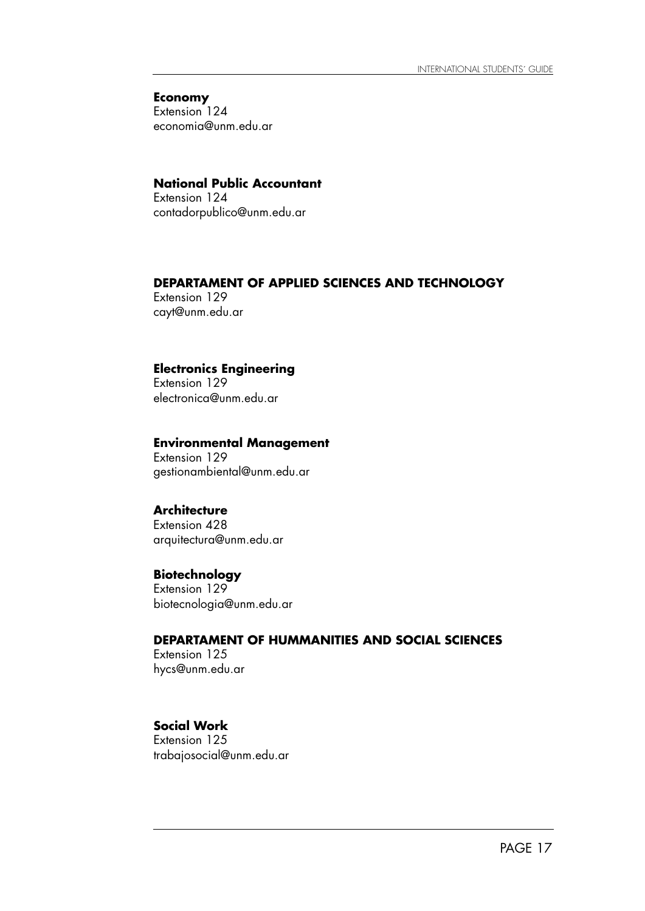**Economy**
Extension 124
economia@unm.edu.ar

**National Public Accountant**
Extension 124
contadorpublico@unm.edu.ar

## DEPARTAMENT OF APPLIED SCIENCES AND TECHNOLOGY

Extension 129
cayt@unm.edu.ar

**Electronics Engineering**
Extension 129
electronica@unm.edu.ar

**Environmental Management**
Extension 129
gestionambiental@unm.edu.ar

**Architecture**
Extension 428
arquitectura@unm.edu.ar

**Biotechnology**
Extension 129
biotecnologia@unm.edu.ar

## DEPARTAMENT OF HUMMANITIES AND SOCIAL SCIENCES

Extension 125
hycs@unm.edu.ar

**Social Work**
Extension 125
trabajosocial@unm.edu.ar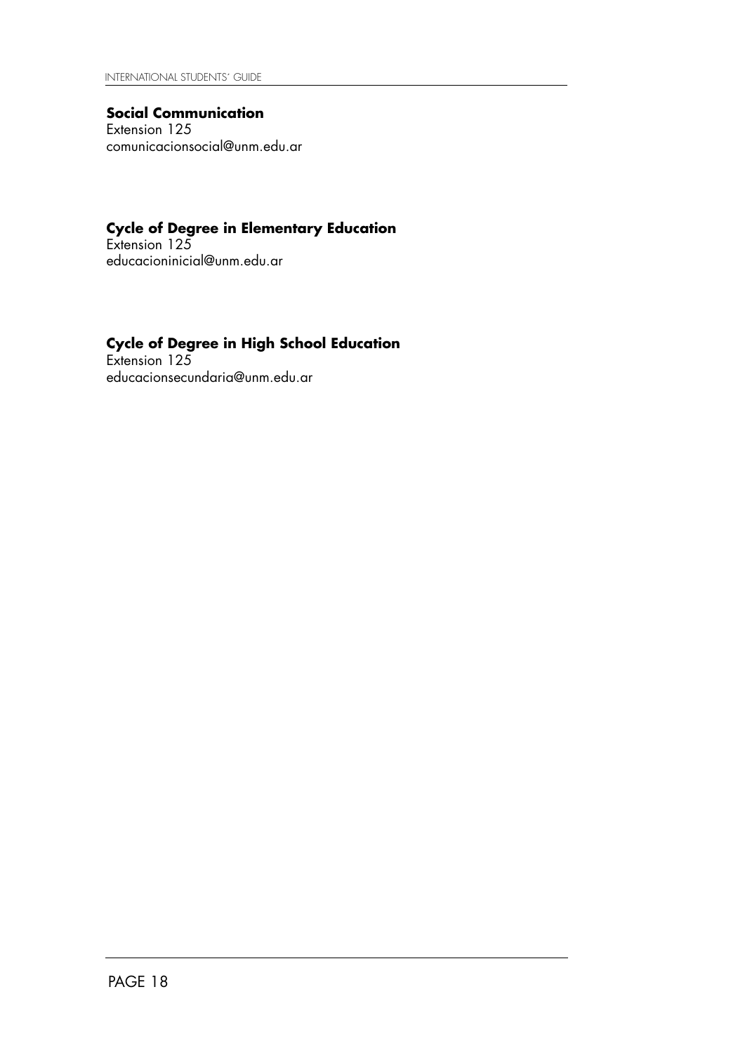**Social Communication**
Extension 125
comunicacionsocial@unm.edu.ar

**Cycle of Degree in Elementary Education**
Extension 125
educacioninicial@unm.edu.ar

**Cycle of Degree in High School Education**
Extension 125
educacionsecundaria@unm.edu.ar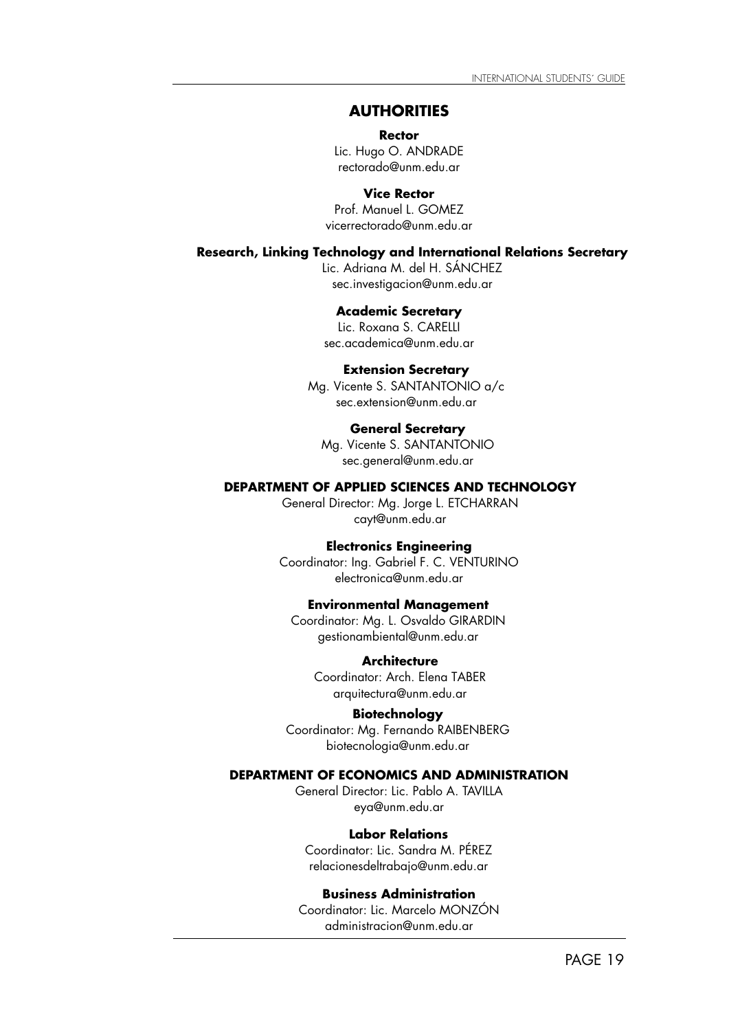## AUTHORITIES

**Rector**
Lic. Hugo O. ANDRADE
rectorado@unm.edu.ar

**Vice Rector**
Prof. Manuel L. GOMEZ
vicerrectorado@unm.edu.ar

**Research, Linking Technology and International Relations Secretary**
Lic. Adriana M. del H. SÁNCHEZ
sec.investigacion@unm.edu.ar

**Academic Secretary**
Lic. Roxana S. CARELLI
sec.academica@unm.edu.ar

**Extension Secretary**
Mg. Vicente S. SANTANTONIO a/c
sec.extension@unm.edu.ar

**General Secretary**
Mg. Vicente S. SANTANTONIO
sec.general@unm.edu.ar

**DEPARTMENT OF APPLIED SCIENCES AND TECHNOLOGY**
General Director: Mg. Jorge L. ETCHARRAN
cayt@unm.edu.ar

**Electronics Engineering**
Coordinator: Ing. Gabriel F. C. VENTURINO
electronica@unm.edu.ar

**Environmental Management**
Coordinator: Mg. L. Osvaldo GIRARDIN
gestionambiental@unm.edu.ar

**Architecture**
Coordinator: Arch. Elena TABER
arquitectura@unm.edu.ar

**Biotechnology**
Coordinator: Mg. Fernando RAIBENBERG
biotecnologia@unm.edu.ar

**DEPARTMENT OF ECONOMICS AND ADMINISTRATION**
General Director: Lic. Pablo A. TAVILLA
eya@unm.edu.ar

**Labor Relations**
Coordinator: Lic. Sandra M. PÉREZ
relacionesdeltrabajo@unm.edu.ar

**Business Administration**
Coordinator: Lic. Marcelo MONZÓN
administracion@unm.edu.ar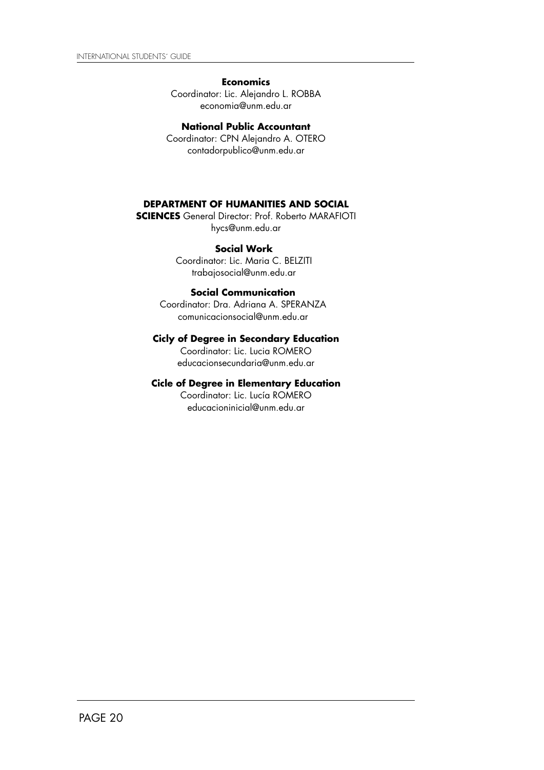**Economics**
Coordinator: Lic. Alejandro L. ROBBA
economia@unm.edu.ar

**National Public Accountant**
Coordinator: CPN Alejandro A. OTERO
contadorpublico@unm.edu.ar

**DEPARTMENT OF HUMANITIES AND SOCIAL SCIENCES** General Director: Prof. Roberto MARAFIOTI
hycs@unm.edu.ar

**Social Work**
Coordinator: Lic. Maria C. BELZITI
trabajosocial@unm.edu.ar

**Social Communication**
Coordinator: Dra. Adriana A. SPERANZA
comunicacionsocial@unm.edu.ar

**Cicly of Degree in Secondary Education**
Coordinator: Lic. Lucia ROMERO
educacionsecundaria@unm.edu.ar

**Cicle of Degree in Elementary Education**
Coordinator: Lic. Lucía ROMERO
educacioninicial@unm.edu.ar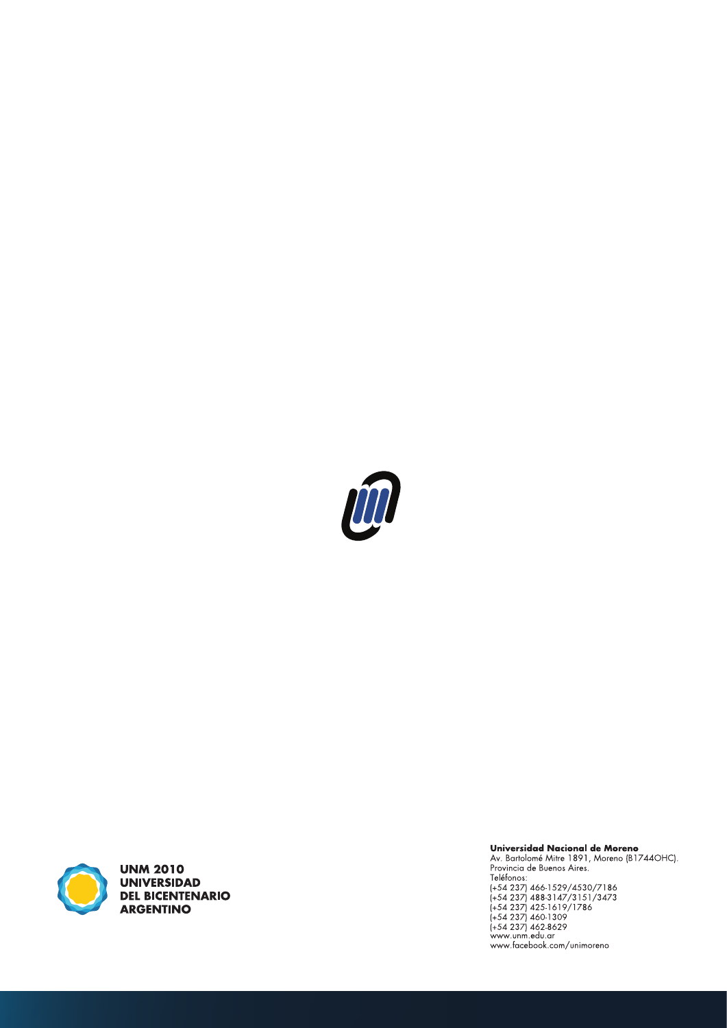**UNM 2010**
**UNIVERSIDAD**
**DEL BICENTENARIO**
**ARGENTINO**

**Universidad Nacional de Moreno**
Av. Bartolomé Mitre 1891, Moreno (B1744OHC).
Provincia de Buenos Aires.
Teléfonos:
(+54 237) 466-1529/4530/7186
(+54 237) 488-3147/3151/3473
(+54 237) 425-1619/1786
(+54 237) 460-1309
(+54 237) 462-8629
www.unm.edu.ar
www.facebook.com/unimoreno